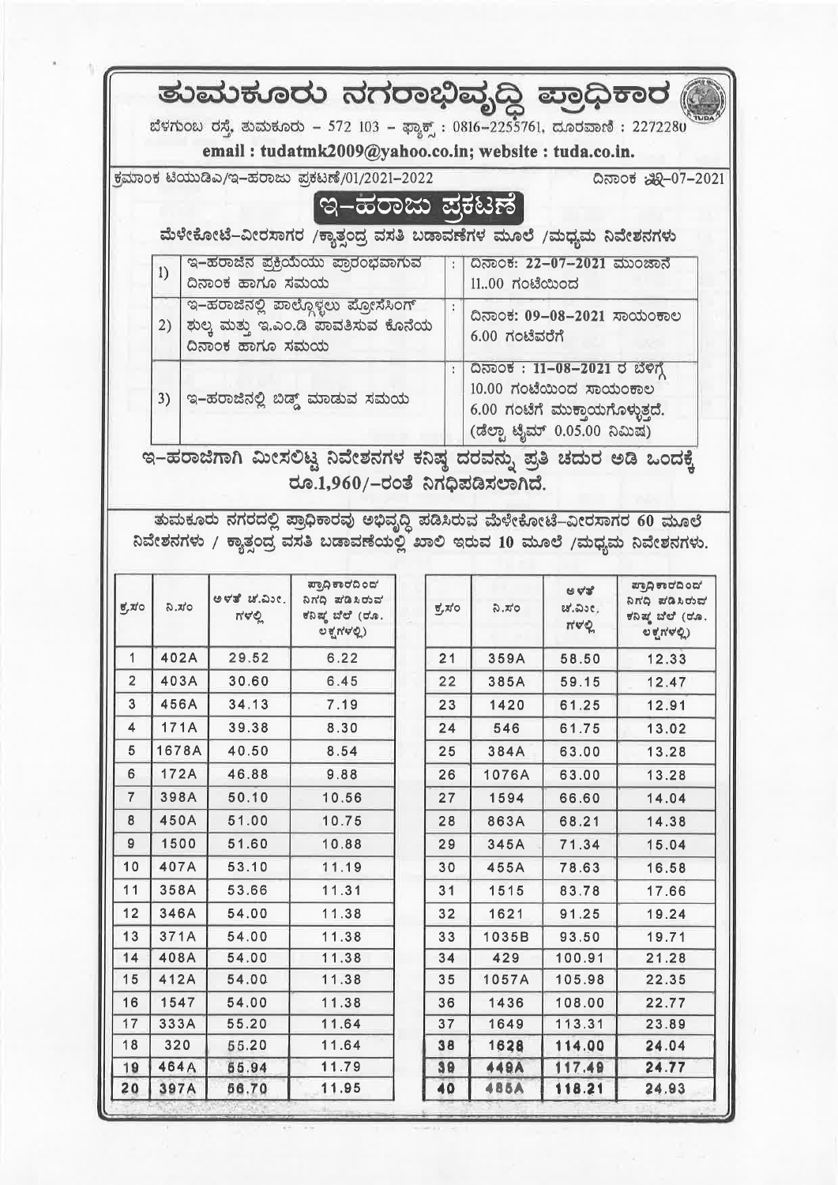# ತುಮಕೂರು ನಗರಾಭಿವೃದ್ಧಿ ಪ್ರಾಧಿಕಾರ

ಬೆಳಗುಂಬ ರಸ್ತೆ, ತುಮಕೂರು – 572 103 – ಫ್ಯಾಕ್ಸ್ : 0816–2255761, ದೂರವಾಣಿ : 2272280

**email : tudatmk2009@yahoo.co.in; website : tuda.co.in.**

ಕ್ರಮಾಂಕ ಟಿಯುಡಿಎ/ಇ–ಹರಾಜು ಪ್ರಕಟಣೆ/01/2021–2022 ದಿನಾಂಕ 22-07-2021

## ಇ–ಹರಾಜು ಪ್ರಕಟಣೆ

**ಮೆಳೇಕೋಟೆ–ವೀರಸಾಗರ /ಕ್ಯಾತ್ಸಂದ್ರ ವಸತಿ ಬಡಾವಣೆಗಳ ಮೂಲೆ /ಮಧ್ಯಮ ನಿವೇಶನಗಳು**

| | | | |
|---|---|---|---|
| 1) | ಇ–ಹರಾಜಿನ ಪ್ರಕ್ರಿಯೆಯು ಪ್ರಾರಂಭವಾಗುವ ದಿನಾಂಕ ಹಾಗೂ ಸಮಯ | : | ದಿನಾಂಕ: **22–07–2021** ಮುಂಜಾನೆ 11..00 ಗಂಟೆಯಿಂದ |
| 2) | ಇ–ಹರಾಜಿನಲ್ಲಿ ಪಾಲ್ಗೊಳ್ಳಲು ಪ್ರೊಸೆಸಿಂಗ್ ಶುಲ್ಕ ಮತ್ತು ಇ.ಎಂ.ಡಿ ಪಾವತಿಸುವ ಕೊನೆಯ ದಿನಾಂಕ ಹಾಗೂ ಸಮಯ | : | ದಿನಾಂಕ: **09–08–2021** ಸಾಯಂಕಾಲ 6.00 ಗಂಟೆವರೆಗೆ |
| 3) | ಇ–ಹರಾಜಿನಲ್ಲಿ ಬಿಡ್ಡ್ ಮಾಡುವ ಸಮಯ | : | ದಿನಾಂಕ : **11–08–2021** ರ ಬೆಳಿಗ್ಗೆ 10.00 ಗಂಟೆಯಿಂದ ಸಾಯಂಕಾಲ 6.00 ಗಂಟೆಗೆ ಮುಕ್ತಾಯಗೊಳ್ಳುತ್ತದೆ. (ಡೆಲ್ಟಾ ಟೈಮ್ 0.05.00 ನಿಮಿಷ) |

**ಇ–ಹರಾಜಿಗಾಗಿ ಮೀಸಲಿಟ್ಟ ನಿವೇಶನಗಳ ಕನಿಷ್ಠ ದರವನ್ನು ಪ್ರತಿ ಚದುರ ಅಡಿ ಒಂದಕ್ಕೆ ರೂ.1,960/–ರಂತೆ ನಿಗಧಿಪಡಿಸಲಾಗಿದೆ.**

**ತುಮಕೂರು ನಗರದಲ್ಲಿ ಪ್ರಾಧಿಕಾರವು ಅಭಿವೃದ್ಧಿ ಪಡಿಸಿರುವ ಮೆಳೇಕೋಟೆ–ವೀರಸಾಗರ 60 ಮೂಲೆ ನಿವೇಶನಗಳು / ಕ್ಯಾತ್ಸಂದ್ರ ವಸತಿ ಬಡಾವಣೆಯಲ್ಲಿ ಖಾಲಿ ಇರುವ 10 ಮೂಲೆ /ಮಧ್ಯಮ ನಿವೇಶನಗಳು.**

| ಕ್ರ.ಸಂ | ನಿ.ಸಂ | ಅಳತೆ ಚ.ಮೀ. ಗಳಲ್ಲಿ | ಪ್ರಾಧಿಕಾರದಿಂದ ನಿಗಧಿ ಪಡಿಸಿರುವ ಕನಿಷ್ಠ ಬೆಲೆ (ರೂ. ಲಕ್ಷಗಳಲ್ಲಿ) |
|---|---|---|---|
| 1 | 402A | 29.52 | 6.22 |
| 2 | 403A | 30.60 | 6.45 |
| 3 | 456A | 34.13 | 7.19 |
| 4 | 171A | 39.38 | 8.30 |
| 5 | 1678A | 40.50 | 8.54 |
| 6 | 172A | 46.88 | 9.88 |
| 7 | 398A | 50.10 | 10.56 |
| 8 | 450A | 51.00 | 10.75 |
| 9 | 1500 | 51.60 | 10.88 |
| 10 | 407A | 53.10 | 11.19 |
| 11 | 358A | 53.66 | 11.31 |
| 12 | 346A | 54.00 | 11.38 |
| 13 | 371A | 54.00 | 11.38 |
| 14 | 408A | 54.00 | 11.38 |
| 15 | 412A | 54.00 | 11.38 |
| 16 | 1547 | 54.00 | 11.38 |
| 17 | 333A | 55.20 | 11.64 |
| 18 | 320 | 55.20 | 11.64 |
| 19 | 464A | 55.94 | 11.79 |
| 20 | 397A | 56.70 | 11.95 |
| 21 | 359A | 58.50 | 12.33 |
| 22 | 385A | 59.15 | 12.47 |
| 23 | 1420 | 61.25 | 12.91 |
| 24 | 546 | 61.75 | 13.02 |
| 25 | 384A | 63.00 | 13.28 |
| 26 | 1076A | 63.00 | 13.28 |
| 27 | 1594 | 66.60 | 14.04 |
| 28 | 863A | 68.21 | 14.38 |
| 29 | 345A | 71.34 | 15.04 |
| 30 | 455A | 78.63 | 16.58 |
| 31 | 1515 | 83.78 | 17.66 |
| 32 | 1621 | 91.25 | 19.24 |
| 33 | 1035B | 93.50 | 19.71 |
| 34 | 429 | 100.91 | 21.28 |
| 35 | 1057A | 105.98 | 22.35 |
| 36 | 1436 | 108.00 | 22.77 |
| 37 | 1649 | 113.31 | 23.89 |
| 38 | 1628 | 114.00 | 24.04 |
| 39 | 449A | 117.49 | 24.77 |
| 40 | 485A | 118.21 | 24.93 |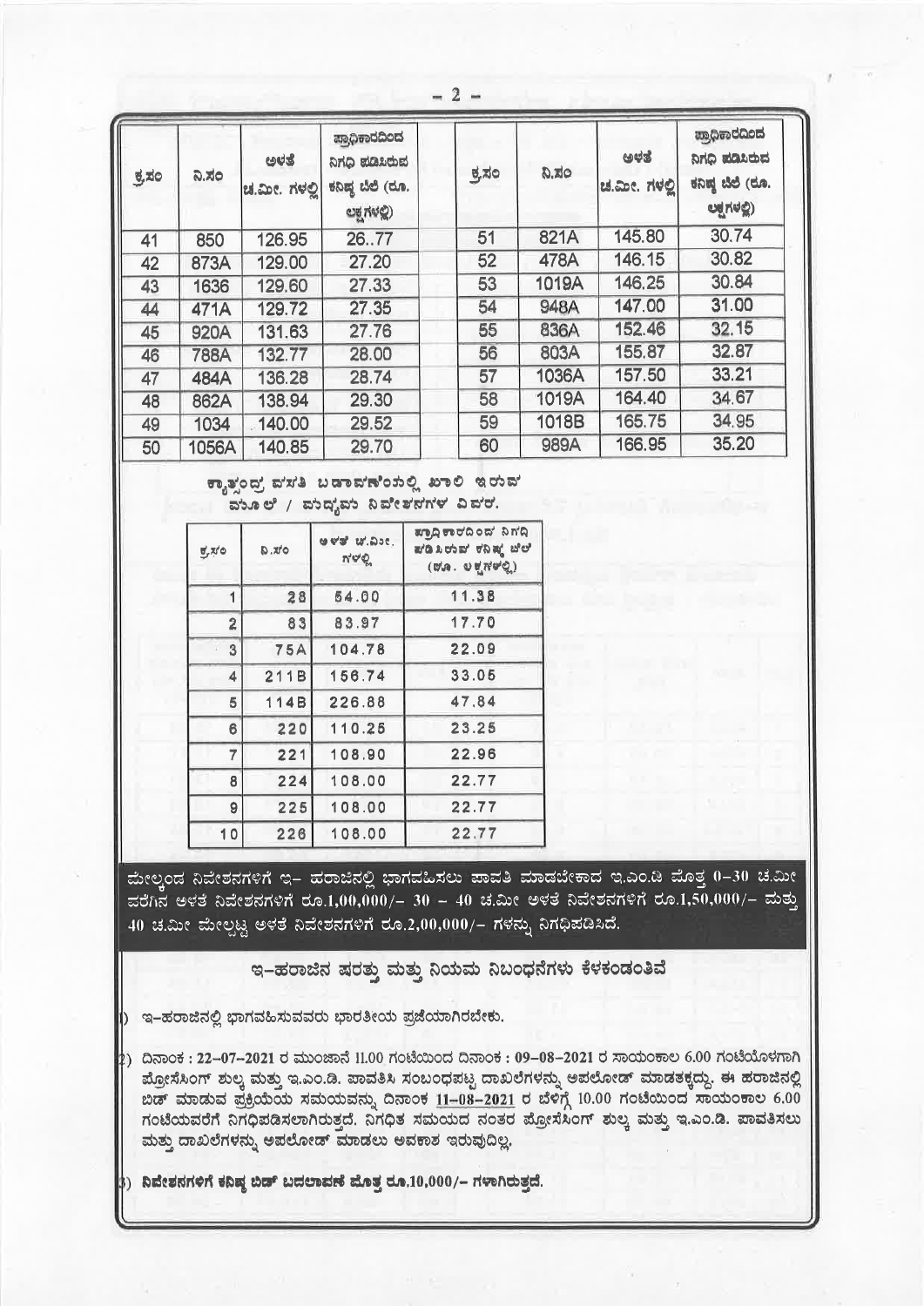| ಕ್ರ.ಸಂ | ನಿ.ಸಂ | ಅಳತೆ ಚ.ಮೀ. ಗಳಲ್ಲಿ | ಪ್ರಾಧಿಕಾರದಿಂದ ನಿಗಧಿ ಪಡಿಸಿರುವ ಕನಿಷ್ಠ ಬೆಲೆ (ರೂ. ಲಕ್ಷಗಳಲ್ಲಿ) |
|---|---|---|---|
| 41 | 850 | 126.95 | 26..77 |
| 42 | 873A | 129.00 | 27.20 |
| 43 | 1636 | 129.60 | 27.33 |
| 44 | 471A | 129.72 | 27.35 |
| 45 | 920A | 131.63 | 27.76 |
| 46 | 788A | 132.77 | 28.00 |
| 47 | 484A | 136.28 | 28.74 |
| 48 | 862A | 138.94 | 29.30 |
| 49 | 1034 | 140.00 | 29.52 |
| 50 | 1056A | 140.85 | 29.70 |
| 51 | 821A | 145.80 | 30.74 |
| 52 | 478A | 146.15 | 30.82 |
| 53 | 1019A | 146.25 | 30.84 |
| 54 | 948A | 147.00 | 31.00 |
| 55 | 836A | 152.46 | 32.15 |
| 56 | 803A | 155.87 | 32.87 |
| 57 | 1036A | 157.50 | 33.21 |
| 58 | 1019A | 164.40 | 34.67 |
| 59 | 1018B | 165.75 | 34.95 |
| 60 | 989A | 166.95 | 35.20 |

ಕ್ಯಾತ್ಸಂದ್ರ ವಸತಿ ಬಡಾವಣೆಯಲ್ಲಿ ಖಾಲಿ ಇರುವ ಮೂಲೆ / ಮಧ್ಯವು ನಿವೇಶನಗಳ ವಿವರ.

| ಕ್ರ.ಸಂ | ನಿ.ಸಂ | ಅಳತೆ ಚ.ಮೀ. ಗಳಲ್ಲಿ | ಪ್ರಾಧಿಕಾರದಿಂದ ನಿಗಧಿ ಪಡಿಸಿರುವ ಕನಿಷ್ಠ ಬೆಲೆ (ರೂ. ಲಕ್ಷಗಳಲ್ಲಿ) |
|---|---|---|---|
| 1 | 28 | 54.00 | 11.38 |
| 2 | 83 | 83.97 | 17.70 |
| 3 | 75A | 104.78 | 22.09 |
| 4 | 211B | 156.74 | 33.05 |
| 5 | 114B | 226.88 | 47.84 |
| 6 | 220 | 110.25 | 23.25 |
| 7 | 221 | 108.90 | 22.96 |
| 8 | 224 | 108.00 | 22.77 |
| 9 | 225 | 108.00 | 22.77 |
| 10 | 226 | 108.00 | 22.77 |

**ಮೇಲ್ಕಂಡ ನಿವೇಶನಗಳಿಗೆ ಇ- ಹರಾಜಿನಲ್ಲಿ ಭಾಗವಹಿಸಲು ಪಾವತಿ ಮಾಡಬೇಕಾದ ಇ.ಎಂ.ಡಿ ಮೊತ್ತ 0-30 ಚ.ಮೀ ವರೆಗಿನ ಅಳತೆ ನಿವೇಶನಗಳಿಗೆ ರೂ.1,00,000/- 30 - 40 ಚ.ಮೀ ಅಳತೆ ನಿವೇಶನಗಳಿಗೆ ರೂ.1,50,000/- ಮತ್ತು 40 ಚ.ಮೀ ಮೇಲ್ಪಟ್ಟ ಅಳತೆ ನಿವೇಶನಗಳಿಗೆ ರೂ.2,00,000/- ಗಳನ್ನು ನಿಗಧಿಪಡಿಸಿದೆ.**

## ಇ-ಹರಾಜಿನ ಷರತ್ತು ಮತ್ತು ನಿಯಮ ನಿಬಂಧನೆಗಳು ಕೆಳಕಂಡಂತಿವೆ

1) ಇ-ಹರಾಜಿನಲ್ಲಿ ಭಾಗವಹಿಸುವವರು ಭಾರತೀಯ ಪ್ರಜೆಯಾಗಿರಬೇಕು.

2) ದಿನಾಂಕ : 22-07-2021 ರ ಮುಂಜಾನೆ 11.00 ಗಂಟೆಯಿಂದ ದಿನಾಂಕ : 09-08-2021 ರ ಸಾಯಂಕಾಲ 6.00 ಗಂಟೆಯೊಳಗಾಗಿ ಪ್ರೋಸೆಸಿಂಗ್ ಶುಲ್ಕ ಮತ್ತು ಇ.ಎಂ.ಡಿ. ಪಾವತಿಸಿ ಸಂಬಂಧಪಟ್ಟ ದಾಖಲೆಗಳನ್ನು ಅಪಲೋಡ್ ಮಾಡತಕ್ಕದ್ದು. ಈ ಹರಾಜಿನಲ್ಲಿ ಬಿಡ್ ಮಾಡುವ ಪ್ರಕ್ರಿಯೆಯ ಸಮಯವನ್ನು ದಿನಾಂಕ 11-08-2021 ರ ಬೆಳಿಗ್ಗೆ 10.00 ಗಂಟೆಯಿಂದ ಸಾಯಂಕಾಲ 6.00 ಗಂಟೆಯವರೆಗೆ ನಿಗಧಿಪಡಿಸಲಾಗಿರುತ್ತದೆ. ನಿಗಧಿತ ಸಮಯದ ನಂತರ ಪ್ರೋಸೆಸಿಂಗ್ ಶುಲ್ಕ ಮತ್ತು ಇ.ಎಂ.ಡಿ. ಪಾವತಿಸಲು ಮತ್ತು ದಾಖಲೆಗಳನ್ನು ಅಪಲೋಡ್ ಮಾಡಲು ಅವಕಾಶ ಇರುವುದಿಲ್ಲ.

3) **ನಿವೇಶನಗಳಿಗೆ ಕನಿಷ್ಠ ಬಿಡ್ ಬದಲಾವಣೆ ಮೊತ್ತ ರೂ.10,000/- ಗಳಾಗಿರುತ್ತದೆ.**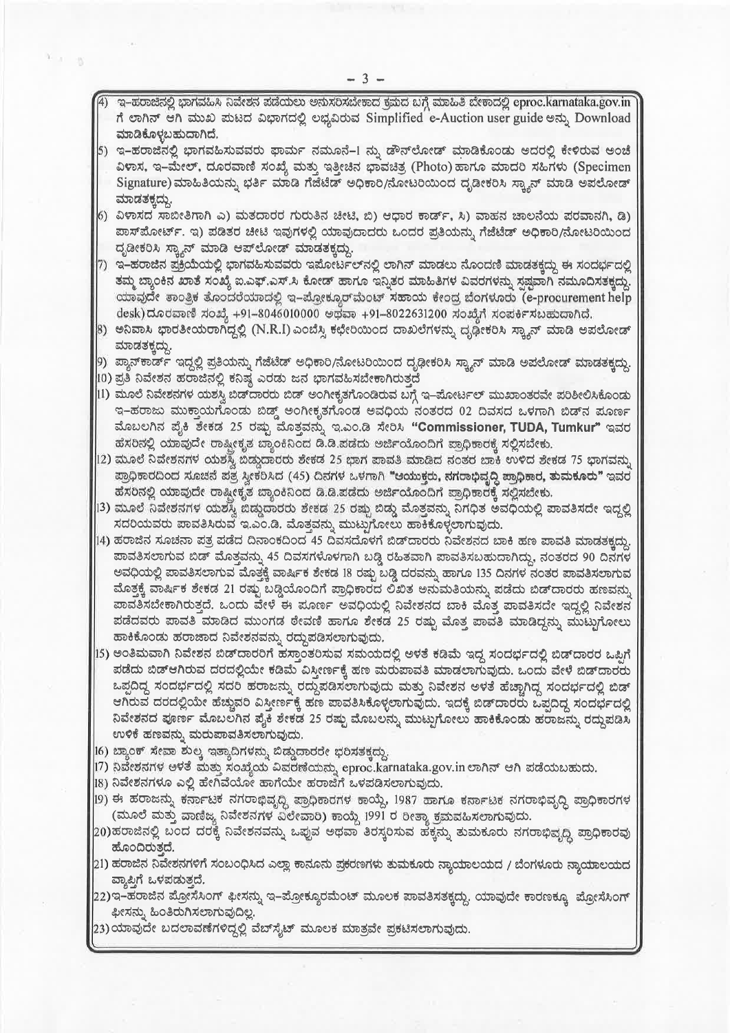4) ಇ-ಹರಾಜಿನಲ್ಲಿ ಭಾಗವಹಿಸಿ ನಿವೇಶನ ಪಡೆಯಲು ಅನುಸರಿಸಬೇಕಾದ ಕ್ರಮದ ಬಗ್ಗೆ ಮಾಹಿತಿ ಬೇಕಾದಲ್ಲಿ eproc.karnataka.gov.in ಗೆ ಲಾಗಿನ್ ಆಗಿ ಮುಖ ಪುಟದ ವಿಭಾಗದಲ್ಲಿ ಲಭ್ಯವಿರುವ Simplified e-Auction user guide ಅನ್ನು Download ಮಾಡಿಕೊಳ್ಳಬಹುದಾಗಿದೆ.

5) ಇ-ಹರಾಜಿನಲ್ಲಿ ಭಾಗವಹಿಸುವವರು ಫಾರ್ಮ ನಮೂನೆ-1 ನ್ನು ಡೌನ್‌ಲೋಡ್ ಮಾಡಿಕೊಂಡು ಅದರಲ್ಲಿ ಕೇಳಿರುವ ಅಂಚೆ ವಿಳಾಸ, ಇ-ಮೇಲ್, ದೂರವಾಣಿ ಸಂಖ್ಯೆ ಮತ್ತು ಇತ್ತೀಚಿನ ಭಾವಚಿತ್ರ (Photo) ಹಾಗೂ ಮಾದರಿ ಸಹಿಗಳು (Specimen Signature) ಮಾಹಿತಿಯನ್ನು ಭರ್ತಿ ಮಾಡಿ ಗೆಜೆಟೆಡ್ ಅಧಿಕಾರಿ/ನೋಟರಿಯಿಂದ ದೃಢೀಕರಿಸಿ ಸ್ಕ್ಯಾನ್ ಮಾಡಿ ಅಪಲೋಡ್ ಮಾಡತಕ್ಕದ್ದು.

6) ವಿಳಾಸದ ಸಾಬೀತಿಗಾಗಿ ಎ) ಮತದಾರರ ಗುರುತಿನ ಚೀಟಿ, ಬಿ) ಆಧಾರ ಕಾರ್ಡ್, ಸಿ) ವಾಹನ ಚಾಲನೆಯ ಪರವಾನಗಿ, ಡಿ) ಪಾಸ್‌ಪೋರ್ಟ್. ಇ) ಪಡಿತರ ಚೀಟಿ ಇವುಗಳಲ್ಲಿ ಯಾವುದಾದರು ಒಂದರ ಪ್ರತಿಯನ್ನು ಗೆಜೆಟೆಡ್ ಅಧಿಕಾರಿ/ನೋಟರಿಯಿಂದ ದೃಢೀಕರಿಸಿ ಸ್ಕ್ಯಾನ್ ಮಾಡಿ ಅಪ್‌ಲೋಡ್ ಮಾಡತಕ್ಕದ್ದು.

7) ಇ-ಹರಾಜಿನ ಪ್ರಕ್ರಿಯೆಯಲ್ಲಿ ಭಾಗವಹಿಸುವವರು ಇಪೋರ್ಟಲ್‌ನಲ್ಲಿ ಲಾಗಿನ್ ಮಾಡಲು ನೊಂದಣಿ ಮಾಡತಕ್ಕದ್ದು ಈ ಸಂದರ್ಭದಲ್ಲಿ ತಮ್ಮ ಬ್ಯಾಂಕಿನ ಖಾತೆ ಸಂಖ್ಯೆ ಐ.ಎಫ್.ಎಸ್.ಸಿ ಕೋಡ್ ಹಾಗೂ ಇನ್ನಿತರ ಮಾಹಿತಿಗಳ ವಿವರಗಳನ್ನು ಸ್ಪಷ್ಟವಾಗಿ ನಮೂದಿಸತಕ್ಕದ್ದು. ಯಾವುದೇ ತಾಂತ್ರಿಕ ತೊಂದರೆಯಾದಲ್ಲಿ ಇ-ಪ್ರೋಕ್ಯೂರ್‌ಮೆಂಟ್ ಸಹಾಯ ಕೇಂದ್ರ ಬೆಂಗಳೂರು (e-procurement help desk) ದೂರವಾಣಿ ಸಂಖ್ಯೆ +91-8046010000 ಅಥವಾ +91-8022631200 ಸಂಖ್ಯೆಗೆ ಸಂಪರ್ಕಿಸಬಹುದಾಗಿದೆ.

8) ಅನಿವಾಸಿ ಭಾರತೀಯರಾಗಿದ್ದಲ್ಲಿ (N.R.I) ಎಂಬೆಸ್ಸಿ ಕಛೇರಿಯಿಂದ ದಾಖಲೆಗಳನ್ನು ದೃಢೀಕರಿಸಿ ಸ್ಕ್ಯಾನ್ ಮಾಡಿ ಅಪಲೋಡ್ ಮಾಡತಕ್ಕದ್ದು.

9) ಪ್ಯಾನ್‌ಕಾರ್ಡ್ ಇದ್ದಲ್ಲಿ ಪ್ರತಿಯನ್ನು ಗೆಜೆಟೆಡ್ ಅಧಿಕಾರಿ/ನೋಟರಿಯಿಂದ ದೃಢೀಕರಿಸಿ ಸ್ಕ್ಯಾನ್ ಮಾಡಿ ಅಪಲೋಡ್ ಮಾಡತಕ್ಕದ್ದು.

10) ಪ್ರತಿ ನಿವೇಶನ ಹರಾಜಿನಲ್ಲಿ ಕನಿಷ್ಠ ಎರಡು ಜನ ಭಾಗವಹಿಸಬೇಕಾಗಿರುತ್ತದೆ

11) ಮೂಲೆ ನಿವೇಶನಗಳ ಯಶಸ್ವಿ ಬಿಡ್‌ದಾರರು ಬಿಡ್ ಅಂಗೀಕೃತಗೊಂಡಿರುವ ಬಗ್ಗೆ ಇ-ಪೋರ್ಟಲ್ ಮುಖಾಂತರವೇ ಪರಿಶೀಲಿಸಿಕೊಂಡು ಇ-ಹರಾಜು ಮುಕ್ತಾಯಗೊಂಡು ಬಿಡ್ಡು ಅಂಗೀಕೃತಗೊಂಡ ಅವಧಿಯ ನಂತರದ 02 ದಿವಸದ ಒಳಗಾಗಿ ಬಿಡ್‌ನ ಪೂರ್ಣ ಮೊಬಲಗಿನ ಪೈಕಿ ಶೇಕಡ 25 ರಷ್ಟು ಮೊತ್ತವನ್ನು ಇ.ಎಂ.ಡಿ ಸೇರಿಸಿ **"Commissioner, TUDA, Tumkur"** ಇವರ ಹೆಸರಿನಲ್ಲಿ ಯಾವುದೇ ರಾಷ್ಟ್ರೀಕೃತ ಬ್ಯಾಂಕಿನಿಂದ ಡಿ.ಡಿ.ಪಡೆದು ಅರ್ಜಿಯೊಂದಿಗೆ ಪ್ರಾಧಿಕಾರಕ್ಕೆ ಸಲ್ಲಿಸಬೇಕು.

12) ಮೂಲೆ ನಿವೇಶನಗಳ ಯಶಸ್ವಿ ಬಿಡ್ಡುದಾರರು ಶೇಕಡ 25 ಭಾಗ ಪಾವತಿ ಮಾಡಿದ ನಂತರ ಬಾಕಿ ಉಳಿದ ಶೇಕಡ 75 ಭಾಗವನ್ನು ಪ್ರಾಧಿಕಾರದಿಂದ ಸೂಚನೆ ಪತ್ರ ಸ್ವೀಕರಿಸಿದ (45) ದಿನಗಳ ಒಳಗಾಗಿ **"ಆಯುಕ್ತರು, ನಗರಾಭಿವೃದ್ಧಿ ಪ್ರಾಧಿಕಾರ, ತುಮಕೂರು"** ಇವರ ಹೆಸರಿನಲ್ಲಿ ಯಾವುದೇ ರಾಷ್ಟ್ರೀಕೃತ ಬ್ಯಾಂಕಿನಿಂದ ಡಿ.ಡಿ.ಪಡೆದು ಅರ್ಜಿಯೊಂದಿಗೆ ಪ್ರಾಧಿಕಾರಕ್ಕೆ ಸಲ್ಲಿಸಬೇಕು.

13) ಮೂಲೆ ನಿವೇಶನಗಳ ಯಶಸ್ವಿ ಬಿಡ್ಡುದಾರರು ಶೇಕಡ 25 ರಷ್ಟು ಬಿಡ್ಡು ಮೊತ್ತವನ್ನು ನಿಗಧಿತ ಅವಧಿಯಲ್ಲಿ ಪಾವತಿಸದೇ ಇದ್ದಲ್ಲಿ ಸದರಿಯವರು ಪಾವತಿಸಿರುವ ಇ.ಎಂ.ಡಿ. ಮೊತ್ತವನ್ನು ಮುಟ್ಟುಗೋಲು ಹಾಕಿಕೊಳ್ಳಲಾಗುವುದು.

14) ಹರಾಜಿನ ಸೂಚನಾ ಪತ್ರ ಪಡೆದ ದಿನಾಂಕದಿಂದ 45 ದಿವಸದೊಳಗೆ ಬಿಡ್‌ದಾರರು ನಿವೇಶನದ ಬಾಕಿ ಹಣ ಪಾವತಿ ಮಾಡತಕ್ಕದ್ದು. ಪಾವತಿಸಲಾಗುವ ಬಿಡ್ ಮೊತ್ತವನ್ನು 45 ದಿವಸಗಳೊಳಗಾಗಿ ಬಡ್ಡಿ ರಹಿತವಾಗಿ ಪಾವತಿಸಬಹುದಾಗಿದ್ದು, ನಂತರದ 90 ದಿನಗಳ ಅವಧಿಯಲ್ಲಿ ಪಾವತಿಸಲಾಗುವ ಮೊತ್ತಕ್ಕೆ ವಾರ್ಷಿಕ ಶೇಕಡ 18 ರಷ್ಟು ಬಡ್ಡಿ ದರವನ್ನು ಹಾಗೂ 135 ದಿನಗಳ ನಂತರ ಪಾವತಿಸಲಾಗುವ ಮೊತ್ತಕ್ಕೆ ವಾರ್ಷಿಕ ಶೇಕಡ 21 ರಷ್ಟು ಬಡ್ಡಿಯೊಂದಿಗೆ ಪ್ರಾಧಿಕಾರದ ಲಿಖಿತ ಅನುಮತಿಯನ್ನು ಪಡೆದು ಬಿಡ್‌ದಾರರು ಹಣವನ್ನು ಪಾವತಿಸಬೇಕಾಗಿರುತ್ತದೆ. ಒಂದು ವೇಳೆ ಈ ಪೂರ್ಣ ಅವಧಿಯಲ್ಲಿ ನಿವೇಶನದ ಬಾಕಿ ಮೊತ್ತ ಪಾವತಿಸದೇ ಇದ್ದಲ್ಲಿ ನಿವೇಶನ ಪಡೆದವರು ಪಾವತಿ ಮಾಡಿದ ಮುಂಗಡ ಠೇವಣಿ ಹಾಗೂ ಶೇಕಡ 25 ರಷ್ಟು ಮೊತ್ತ ಪಾವತಿ ಮಾಡಿದ್ದನ್ನು ಮುಟ್ಟುಗೋಲು ಹಾಕಿಕೊಂಡು ಹರಾಜಾದ ನಿವೇಶನವನ್ನು ರದ್ದುಪಡಿಸಲಾಗುವುದು.

15) ಅಂತಿಮವಾಗಿ ನಿವೇಶನ ಬಿಡ್‌ದಾರರಿಗೆ ಹಸ್ತಾಂತರಿಸುವ ಸಮಯದಲ್ಲಿ ಅಳತೆ ಕಡಿಮೆ ಇದ್ದ ಸಂದರ್ಭದಲ್ಲಿ ಬಿಡ್‌ದಾರರ ಒಪ್ಪಿಗೆ ಪಡೆದು ಬಿಡ್‌ಆಗಿರುವ ದರದಲ್ಲಿಯೇ ಕಡಿಮೆ ವಿಸ್ತೀರ್ಣಕ್ಕೆ ಹಣ ಮರುಪಾವತಿ ಮಾಡಲಾಗುವುದು. ಒಂದು ವೇಳೆ ಬಿಡ್‌ದಾರರು ಒಪ್ಪದಿದ್ದ ಸಂದರ್ಭದಲ್ಲಿ ಸದರಿ ಹರಾಜನ್ನು ರದ್ದುಪಡಿಸಲಾಗುವುದು ಮತ್ತು ನಿವೇಶನ ಅಳತೆ ಹೆಚ್ಚಾಗಿದ್ದ ಸಂದರ್ಭದಲ್ಲಿ ಬಿಡ್ ಆಗಿರುವ ದರದಲ್ಲಿಯೇ ಹೆಚ್ಚುವರಿ ವಿಸ್ತೀರ್ಣಕ್ಕೆ ಹಣ ಪಾವತಿಸಿಕೊಳ್ಳಲಾಗುವುದು. ಇದಕ್ಕೆ ಬಿಡ್‌ದಾರರು ಒಪ್ಪದಿದ್ದ ಸಂದರ್ಭದಲ್ಲಿ ನಿವೇಶನದ ಪೂರ್ಣ ಮೊಬಲಗಿನ ಪೈಕಿ ಶೇಕಡ 25 ರಷ್ಟು ಮೊಬಲನ್ನು ಮುಟ್ಟುಗೋಲು ಹಾಕಿಕೊಂಡು ಹರಾಜನ್ನು ರದ್ದುಪಡಿಸಿ ಉಳಿಕೆ ಹಣವನ್ನು ಮರುಪಾವತಿಸಲಾಗುವುದು.

16) ಬ್ಯಾಂಕ್ ಸೇವಾ ಶುಲ್ಕ ಇತ್ಯಾದಿಗಳನ್ನು ಬಿಡ್ಡುದಾರರೇ ಭರಿಸತಕ್ಕದ್ದು.

17) ನಿವೇಶನಗಳ ಅಳತೆ ಮತ್ತು ಸಂಖ್ಯೆಯ ವಿವರಣೆಯನ್ನು eproc.karnataka.gov.in ಲಾಗಿನ್ ಆಗಿ ಪಡೆಯಬಹುದು.

18) ನಿವೇಶನಗಳೂ ಎಲ್ಲಿ ಹೇಗಿವೆಯೋ ಹಾಗೆಯೇ ಹರಾಜಿಗೆ ಒಳಪಡಿಸಲಾಗುವುದು.

19) ಈ ಹರಾಜನ್ನು ಕರ್ನಾಟಕ ನಗರಾಭಿವೃದ್ಧಿ ಪ್ರಾಧಿಕಾರಗಳ ಕಾಯ್ದೆ, 1987 ಹಾಗೂ ಕರ್ನಾಟಕ ನಗರಾಭಿವೃದ್ಧಿ ಪ್ರಾಧಿಕಾರಗಳ (ಮೂಲೆ ಮತ್ತು ವಾಣಿಜ್ಯ ನಿವೇಶನಗಳ ವಿಲೇವಾರಿ) ಕಾಯ್ದೆ 1991 ರ ರೀತ್ಯಾ ಕ್ರಮವಹಿಸಲಾಗುವುದು.

20) ಹರಾಜಿನಲ್ಲಿ ಬಂದ ದರಕ್ಕೆ ನಿವೇಶನವನ್ನು ಒಪ್ಪುವ ಅಥವಾ ತಿರಸ್ಕರಿಸುವ ಹಕ್ಕನ್ನು ತುಮಕೂರು ನಗರಾಭಿವೃದ್ಧಿ ಪ್ರಾಧಿಕಾರವು ಹೊಂದಿರುತ್ತದೆ.

21) ಹರಾಜಿನ ನಿವೇಶನಗಳಿಗೆ ಸಂಬಂಧಿಸಿದ ಎಲ್ಲಾ ಕಾನೂನು ಪ್ರಕರಣಗಳು ತುಮಕೂರು ನ್ಯಾಯಾಲಯದ / ಬೆಂಗಳೂರು ನ್ಯಾಯಾಲಯದ ವ್ಯಾಪ್ತಿಗೆ ಒಳಪಡುತ್ತದೆ.

22) ಇ-ಹರಾಜಿನ ಪ್ರೋಸೆಸಿಂಗ್ ಫೀಸನ್ನು ಇ-ಪ್ರೋಕ್ಯೂರಮೆಂಟ್ ಮೂಲಕ ಪಾವತಿಸತಕ್ಕದ್ದು. ಯಾವುದೇ ಕಾರಣಕ್ಕೂ ಪ್ರೋಸೆಸಿಂಗ್ ಫೀಸನ್ನು ಹಿಂತಿರುಗಿಸಲಾಗುವುದಿಲ್ಲ.

23) ಯಾವುದೇ ಬದಲಾವಣೆಗಳಿದ್ದಲ್ಲಿ ವೆಬ್‌ಸೈಟ್ ಮೂಲಕ ಮಾತ್ರವೇ ಪ್ರಕಟಿಸಲಾಗುವುದು.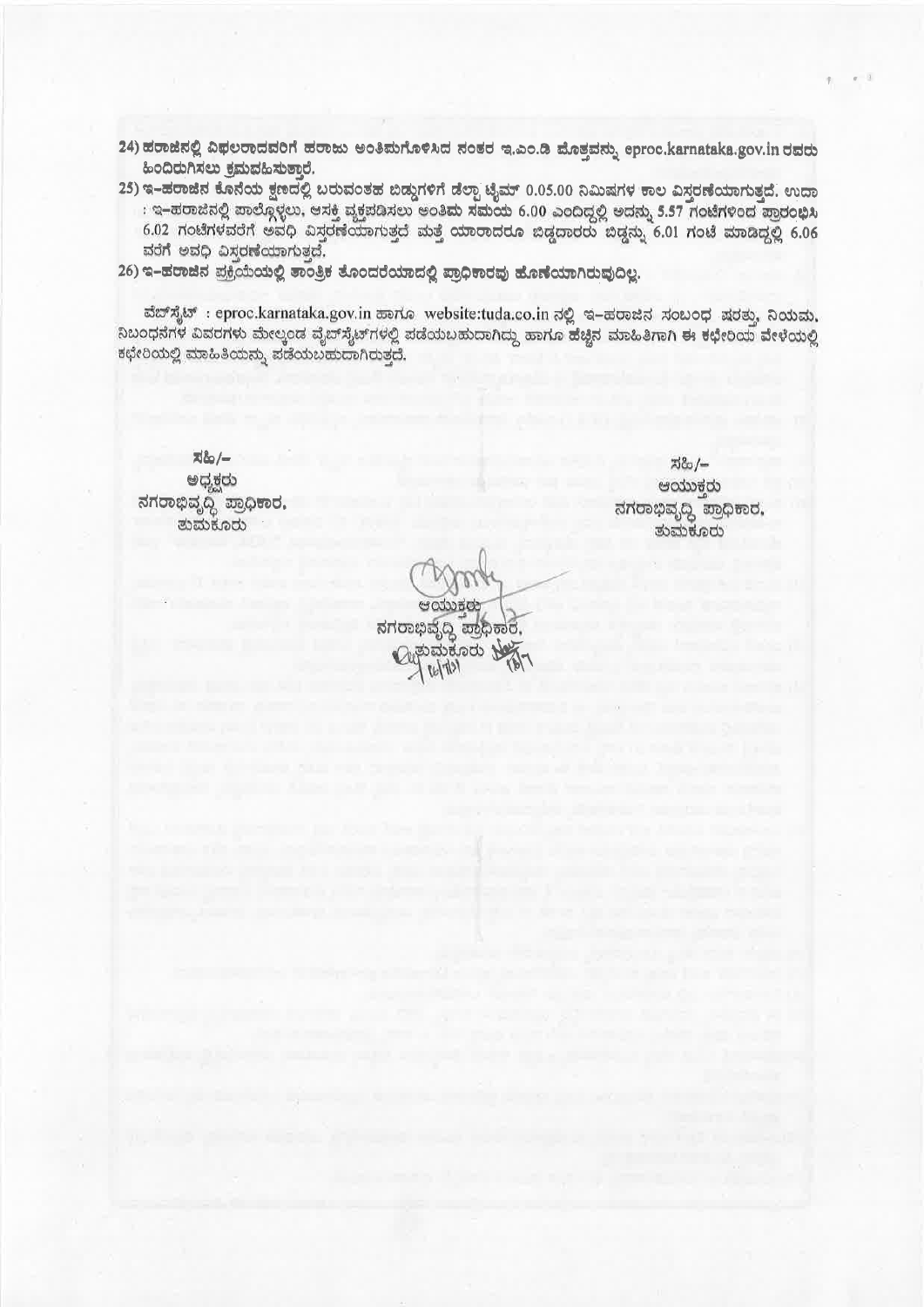24) ಹರಾಜಿನಲ್ಲಿ ವಿಫಲರಾದವರಿಗೆ ಹರಾಜು ಅಂತಿಮಗೊಳಿಸಿದ ನಂತರ ಇ.ಎಂ.ಡಿ ಮೊತ್ತವನ್ನು eproc.karnataka.gov.in ರವರು ಹಿಂದಿರುಗಿಸಲು ಕ್ರಮವಹಿಸುತ್ತಾರೆ.

25) ಇ-ಹರಾಜಿನ ಕೊನೆಯ ಕ್ಷಣದಲ್ಲಿ ಬರುವಂತಹ ಬಿಡ್ಡುಗಳಿಗೆ ಡೆಲ್ಟಾ ಟೈಮ್ 0.05.00 ನಿಮಿಷಗಳ ಕಾಲ ವಿಸ್ತರಣೆಯಾಗುತ್ತದೆ. ಉದಾ : ಇ-ಹರಾಜಿನಲ್ಲಿ ಪಾಲ್ಗೊಳ್ಳಲು, ಆಸಕ್ತಿ ವ್ಯಕ್ತಪಡಿಸಲು ಅಂತಿಮ ಸಮಯ 6.00 ಎಂದಿದ್ದಲ್ಲಿ ಅದನ್ನು 5.57 ಗಂಟೆಗಳಿಂದ ಪ್ರಾರಂಭಿಸಿ 6.02 ಗಂಟೆಗಳವರೆಗೆ ಅವಧಿ ವಿಸ್ತರಣೆಯಾಗುತ್ತದೆ ಮತ್ತೆ ಯಾರಾದರೂ ಬಿಡ್ದಾರರು ಬಿಡ್ಡನ್ನು 6.01 ಗಂಟೆ ಮಾಡಿದ್ದಲ್ಲಿ 6.06 ವರೆಗೆ ಅವಧಿ ವಿಸ್ತರಣೆಯಾಗುತ್ತದೆ.

26) ಇ-ಹರಾಜಿನ ಪ್ರಕ್ರಿಯೆಯಲ್ಲಿ ತಾಂತ್ರಿಕ ತೊಂದರೆಯಾದಲ್ಲಿ ಪ್ರಾಧಿಕಾರವು ಹೊಣೆಯಾಗಿರುವುದಿಲ್ಲ.

ವೆಬ್‌ಸೈಟ್ : eproc.karnataka.gov.in ಹಾಗೂ website:tuda.co.in ನಲ್ಲಿ ಇ-ಹರಾಜಿನ ಸಂಬಂಧ ಷರತ್ತು, ನಿಯಮ, ನಿಬಂಧನೆಗಳ ವಿವರಗಳು ಮೇಲ್ಕಂಡ ವೆಬ್‌ಸೈಟ್‌ಗಳಲ್ಲಿ ಪಡೆಯಬಹುದಾಗಿದ್ದು ಹಾಗೂ ಹೆಚ್ಚಿನ ಮಾಹಿತಿಗಾಗಿ ಈ ಕಛೇರಿಯ ವೇಳೆಯಲ್ಲಿ ಕಛೇರಿಯಲ್ಲಿ ಮಾಹಿತಿಯನ್ನು ಪಡೆಯಬಹುದಾಗಿರುತ್ತದೆ.

ಸಹಿ/-
ಅಧ್ಯಕ್ಷರು
ನಗರಾಭಿವೃದ್ಧಿ ಪ್ರಾಧಿಕಾರ,
ತುಮಕೂರು

ಸಹಿ/-
ಆಯುಕ್ತರು
ನಗರಾಭಿವೃದ್ಧಿ ಪ್ರಾಧಿಕಾರ,
ತುಮಕೂರು

ಆಯುಕ್ತರು
ನಗರಾಭಿವೃದ್ಧಿ ಪ್ರಾಧಿಕಾರ,
ತುಮಕೂರು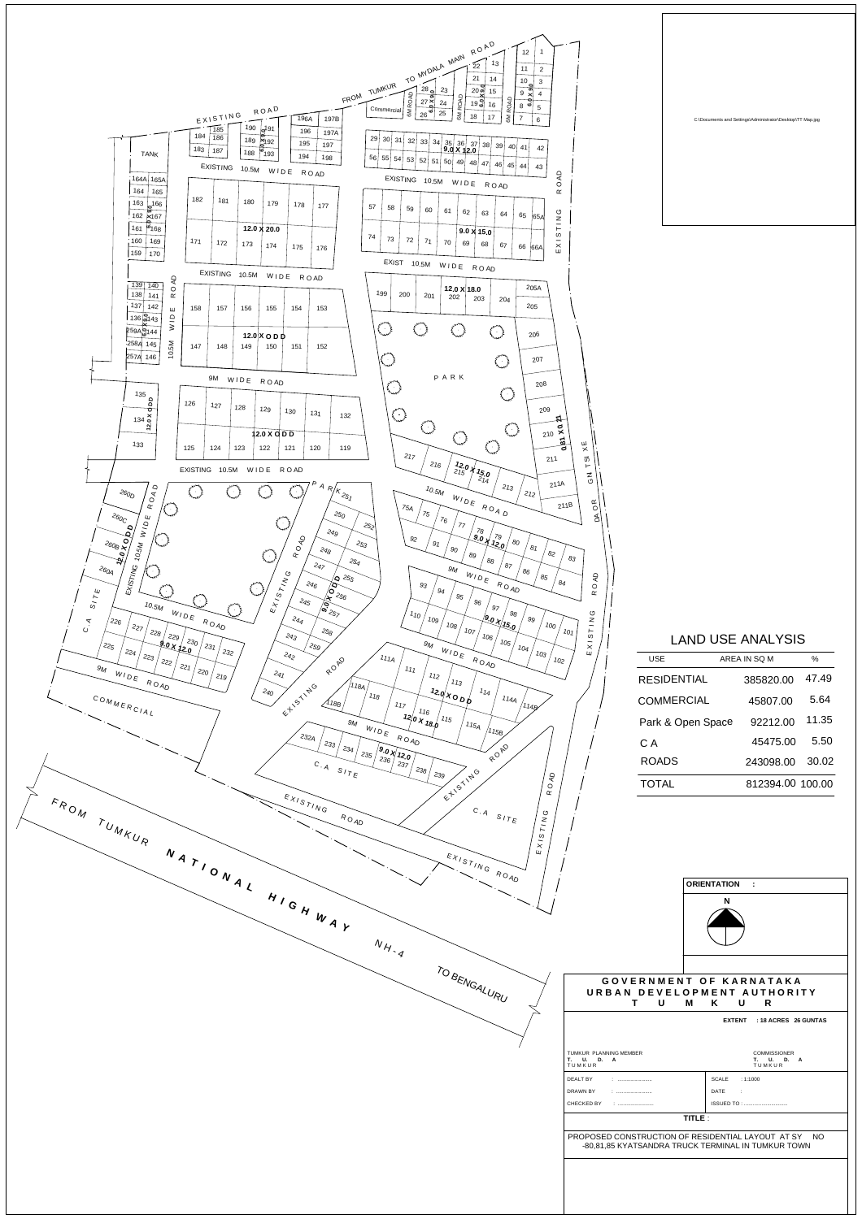## LAND USE ANALYSIS

| USE | AREA IN SQ M | % |
|---|---|---|
| RESIDENTIAL | 385820.00 | 47.49 |
| COMMERCIAL | 45807.00 | 5.64 |
| Park & Open Space | 92212.00 | 11.35 |
| C A | 45475.00 | 5.50 |
| ROADS | 243098.00 | 30.02 |
| TOTAL | 812394.00 | 100.00 |

**ORIENTATION :** N

**GOVERNMENT OF KARNATAKA**
**URBAN DEVELOPMENT AUTHORITY**
**T U M K U R**

**EXTENT : 18 ACRES 26 GUNTAS**

TUMKUR PLANNING MEMBER
T. U. D. A
TUMKUR

COMMISSIONER
T. U. D. A
TUMKUR

DEALT BY : ....................
DRAWN BY : ....................
CHECKED BY : ....................

SCALE : 1:1000
DATE :
ISSUED TO : ..........................

**TITLE** :

PROPOSED CONSTRUCTION OF RESIDENTIAL LAYOUT AT SY NO -80,81,85 KYATSANDRA TRUCK TERMINAL IN TUMKUR TOWN

C:\Documents and Settings\Administrator\Desktop\TT Map.jpg

FROM TUMKUR TO MYDALA MAIN ROAD

EXISTING ROAD

TANK

EXISTING 10.5M WIDE ROAD

EXIST 10.5M WIDE ROAD

9M WIDE ROAD

PARK

10.5M WIDE ROAD

EXISTING 105M WIDE ROAD

C.A SITE

COMMERCIAL

C.A SITE

EXISTING ROAD

FROM TUMKUR NATIONAL HIGHWAY NH-4 TO BENGALURU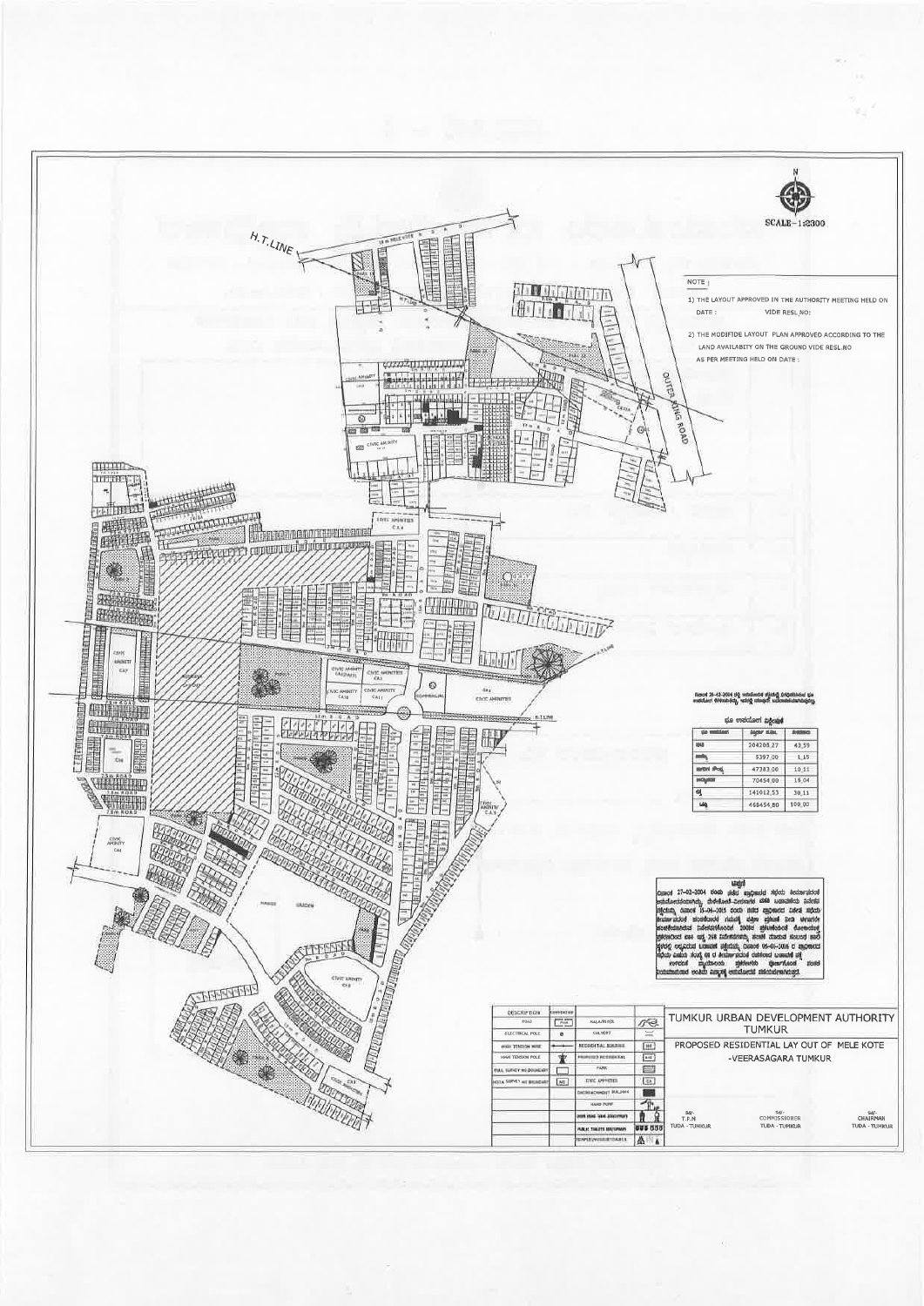SCALE—1:2300

NOTE :

1) THE LAYOUT APPROVED IN THE AUTHORITY MEETING HELD ON DATE : VIDE RESL.NO:

2) THE MODIFIDE LAYOUT PLAN APPROVED ACCORDING TO THE LAND AVAILABITY ON THE GROUND VIDE RESL.NO AS PER MEETING HELD ON DATE :

| | | |
|---|---|---|
| | 204208.27 | 43.59 |
| | 5397.00 | 1.15 |
| | 47383.00 | 10.11 |
| | 70454.00 | 15.04 |
| | 141012.53 | 30.11 |
| | 468454.80 | 100.00 |

# TUMKUR URBAN DEVELOPMENT AUTHORITY TUMKUR

## PROPOSED RESIDENTIAL LAY OUT OF MELE KOTE -VEERASAGARA TUMKUR

| DESCRIPTION | CONVENTION | | |
|---|---|---|---|
| ROAD | | NALA/PIPE | |
| ELECTRICAL POLE | | CULVERT | |
| HIGH TENSION WIRE | | RESIDENTIAL BUILDING | |
| HIGH TENSION POLE | | PROPOSED RESIDENTIAL | |
| FULL SURVEY NO BOUNDARY | | PARK | |
| HISSA SURVEY NO BOUNDARY | | CIVIC AMENITIES | |
| | | ENCROACHMENT BUILDING | |
| | | HAND PUMP | |
| | | | |
| | | PUBLIC TOILETS | |
| | | TEMPLE/MOSQUE/CHURCH | |

Sd/- T.P.M TUDA - TUMKUR

Sd/- COMMISSIONER TUDA - TUMKUR

Sd/- CHAIRMAN TUDA - TUMKUR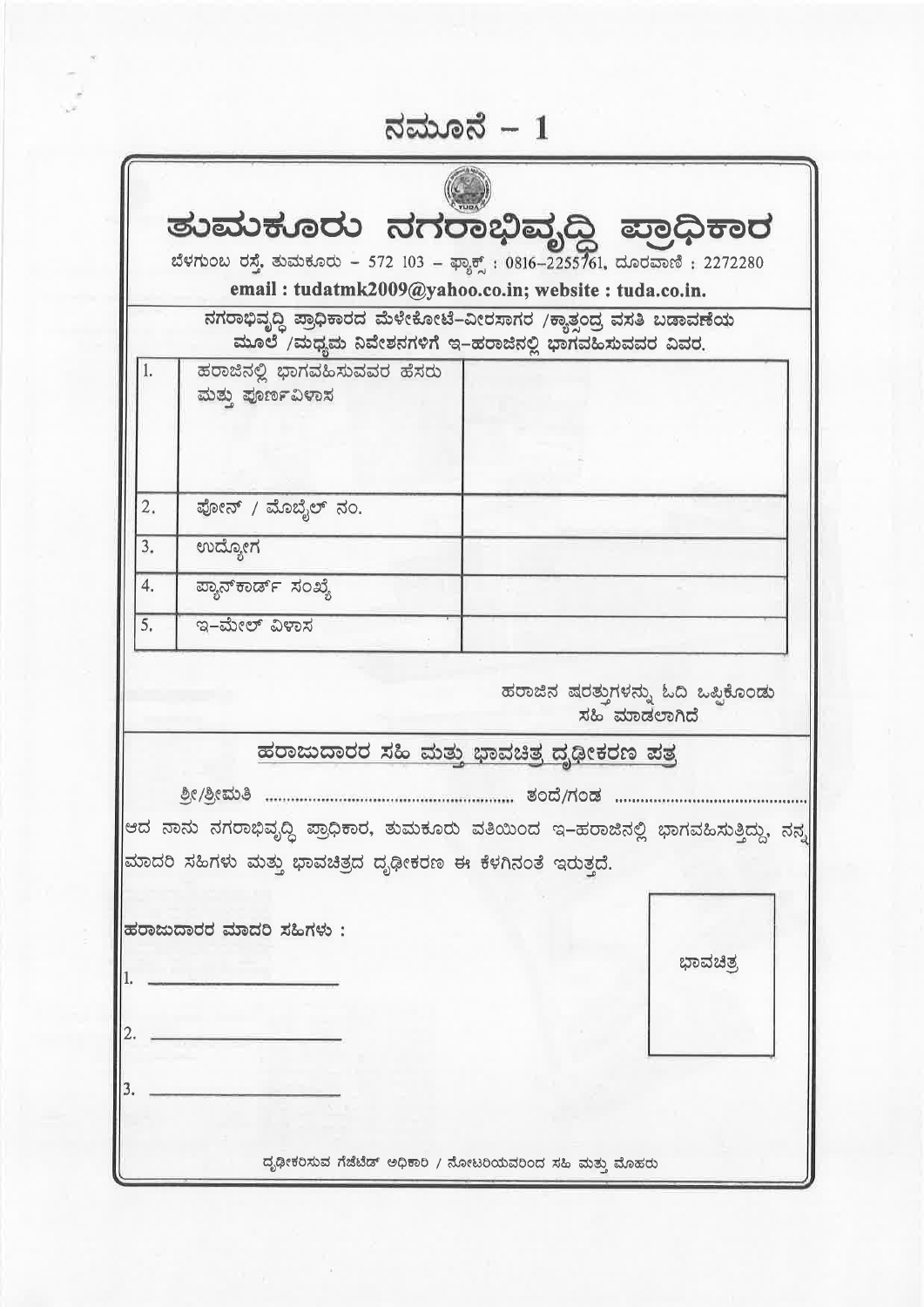# ನಮೂನೆ – 1

## ತುಮಕೂರು ನಗರಾಭಿವೃದ್ಧಿ ಪ್ರಾಧಿಕಾರ

ಬೆಳಗುಂಬ ರಸ್ತೆ, ತುಮಕೂರು – 572 103 – ಫ್ಯಾಕ್ಸ್ : 0816–2255761, ದೂರವಾಣಿ : 2272280

**email : tudatmk2009@yahoo.co.in; website : tuda.co.in.**

ನಗರಾಭಿವೃದ್ಧಿ ಪ್ರಾಧಿಕಾರದ ಮೆಳೇಕೋಟೆ–ವೀರಸಾಗರ /ಕ್ಯಾತ್ಸಂದ್ರ ವಸತಿ ಬಡಾವಣೆಯ ಮೂಲೆ /ಮಧ್ಯಮ ನಿವೇಶನಗಳಿಗೆ ಇ–ಹರಾಜಿನಲ್ಲಿ ಭಾಗವಹಿಸುವವರ ವಿವರ.

| | | |
|---|---|---|
| 1. | ಹರಾಜಿನಲ್ಲಿ ಭಾಗವಹಿಸುವವರ ಹೆಸರು ಮತ್ತು ಪೂರ್ಣವಿಳಾಸ | |
| 2. | ಫೋನ್ / ಮೊಬೈಲ್ ನಂ. | |
| 3. | ಉದ್ಯೋಗ | |
| 4. | ಪ್ಯಾನ್‌ಕಾರ್ಡ್ ಸಂಖ್ಯೆ | |
| 5. | ಇ–ಮೇಲ್ ವಿಳಾಸ | |

ಹರಾಜಿನ ಷರತ್ತುಗಳನ್ನು ಓದಿ ಒಪ್ಪಿಕೊಂಡು ಸಹಿ ಮಾಡಲಾಗಿದೆ

### ಹರಾಜುದಾರರ ಸಹಿ ಮತ್ತು ಭಾವಚಿತ್ರ ದೃಢೀಕರಣ ಪತ್ರ

ಶ್ರೀ/ಶ್ರೀಮತಿ .................................................... ತಂದೆ/ಗಂಡ ............................................ ಆದ ನಾನು ನಗರಾಭಿವೃದ್ಧಿ ಪ್ರಾಧಿಕಾರ, ತುಮಕೂರು ವತಿಯಿಂದ ಇ–ಹರಾಜಿನಲ್ಲಿ ಭಾಗವಹಿಸುತ್ತಿದ್ದು, ನನ್ನ ಮಾದರಿ ಸಹಿಗಳು ಮತ್ತು ಭಾವಚಿತ್ರದ ದೃಢೀಕರಣ ಈ ಕೆಳಗಿನಂತೆ ಇರುತ್ತದೆ.

ಹರಾಜುದಾರರ ಮಾದರಿ ಸಹಿಗಳು :

1. ____________________

2. ____________________

3. ____________________

ಭಾವಚಿತ್ರ

ದೃಢೀಕರಿಸುವ ಗೆಜೆಟೆಡ್ ಅಧಿಕಾರಿ / ನೋಟರಿಯವರಿಂದ ಸಹಿ ಮತ್ತು ಮೊಹರು